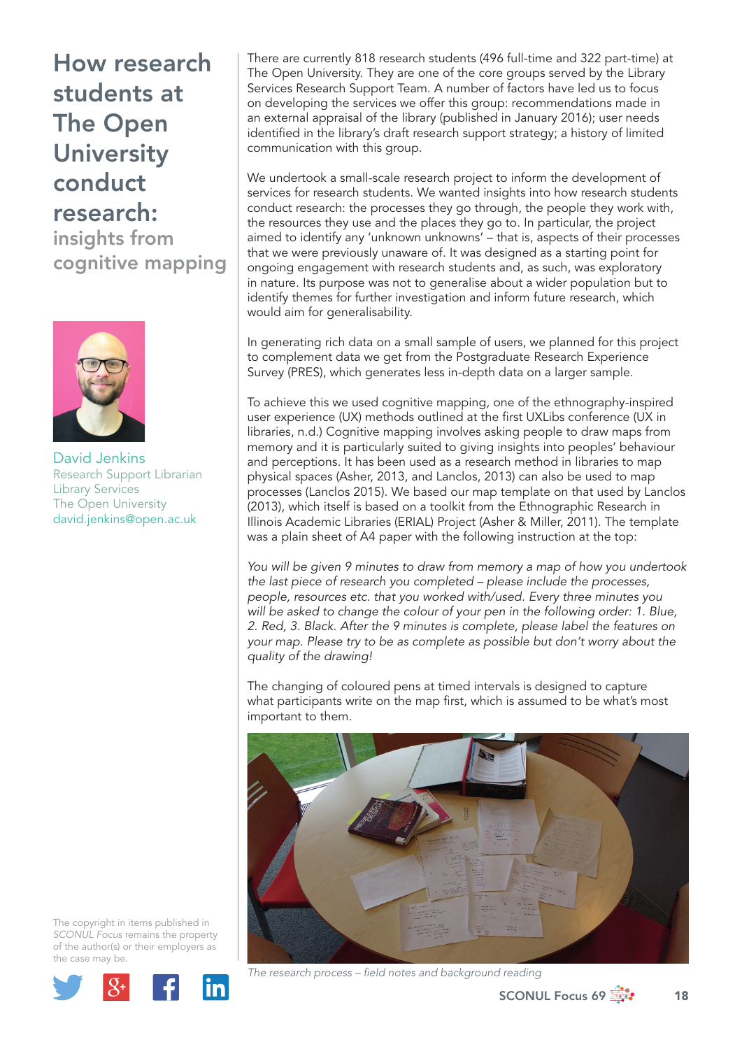# How research students at The Open University conduct research:

## insights from cognitive mapping

David Jenkins
Research Support Librarian
Library Services
The Open University
david.jenkins@open.ac.uk

There are currently 818 research students (496 full-time and 322 part-time) at The Open University. They are one of the core groups served by the Library Services Research Support Team. A number of factors have led us to focus on developing the services we offer this group: recommendations made in an external appraisal of the library (published in January 2016); user needs identified in the library's draft research support strategy; a history of limited communication with this group.

We undertook a small-scale research project to inform the development of services for research students. We wanted insights into how research students conduct research: the processes they go through, the people they work with, the resources they use and the places they go to. In particular, the project aimed to identify any 'unknown unknowns' – that is, aspects of their processes that we were previously unaware of. It was designed as a starting point for ongoing engagement with research students and, as such, was exploratory in nature. Its purpose was not to generalise about a wider population but to identify themes for further investigation and inform future research, which would aim for generalisability.

In generating rich data on a small sample of users, we planned for this project to complement data we get from the Postgraduate Research Experience Survey (PRES), which generates less in-depth data on a larger sample.

To achieve this we used cognitive mapping, one of the ethnography-inspired user experience (UX) methods outlined at the first UXLibs conference (UX in libraries, n.d.) Cognitive mapping involves asking people to draw maps from memory and it is particularly suited to giving insights into peoples' behaviour and perceptions. It has been used as a research method in libraries to map physical spaces (Asher, 2013, and Lanclos, 2013) can also be used to map processes (Lanclos 2015). We based our map template on that used by Lanclos (2013), which itself is based on a toolkit from the Ethnographic Research in Illinois Academic Libraries (ERIAL) Project (Asher & Miller, 2011). The template was a plain sheet of A4 paper with the following instruction at the top:

*You will be given 9 minutes to draw from memory a map of how you undertook the last piece of research you completed – please include the processes, people, resources etc. that you worked with/used. Every three minutes you will be asked to change the colour of your pen in the following order: 1. Blue, 2. Red, 3. Black. After the 9 minutes is complete, please label the features on your map. Please try to be as complete as possible but don't worry about the quality of the drawing!*

The changing of coloured pens at timed intervals is designed to capture what participants write on the map first, which is assumed to be what's most important to them.

*The research process – field notes and background reading*

The copyright in items published in *SCONUL Focus* remains the property of the author(s) or their employers as the case may be.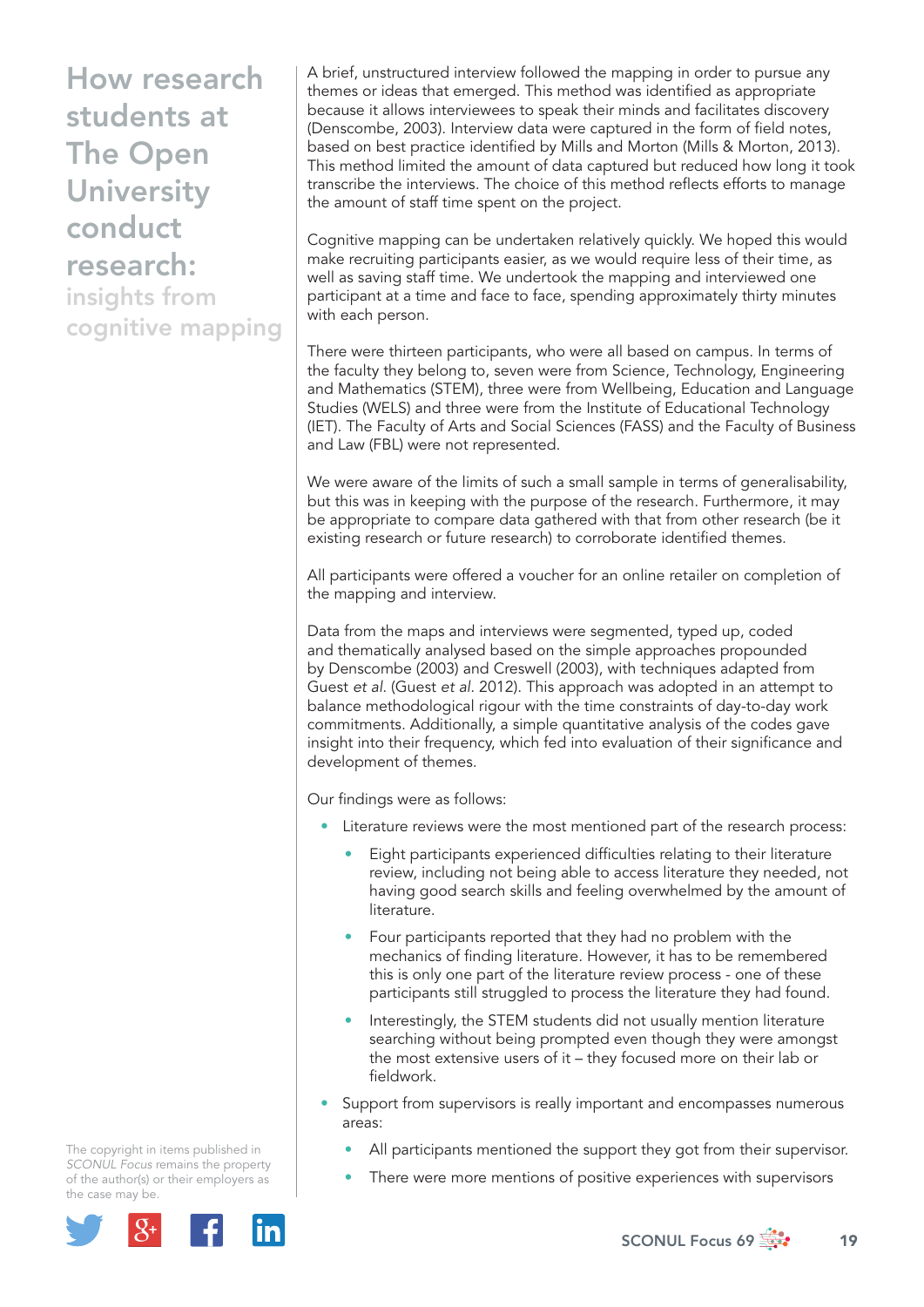A brief, unstructured interview followed the mapping in order to pursue any themes or ideas that emerged. This method was identified as appropriate because it allows interviewees to speak their minds and facilitates discovery (Denscombe, 2003). Interview data were captured in the form of field notes, based on best practice identified by Mills and Morton (Mills & Morton, 2013). This method limited the amount of data captured but reduced how long it took transcribe the interviews. The choice of this method reflects efforts to manage the amount of staff time spent on the project.

Cognitive mapping can be undertaken relatively quickly. We hoped this would make recruiting participants easier, as we would require less of their time, as well as saving staff time. We undertook the mapping and interviewed one participant at a time and face to face, spending approximately thirty minutes with each person.

There were thirteen participants, who were all based on campus. In terms of the faculty they belong to, seven were from Science, Technology, Engineering and Mathematics (STEM), three were from Wellbeing, Education and Language Studies (WELS) and three were from the Institute of Educational Technology (IET). The Faculty of Arts and Social Sciences (FASS) and the Faculty of Business and Law (FBL) were not represented.

We were aware of the limits of such a small sample in terms of generalisability, but this was in keeping with the purpose of the research. Furthermore, it may be appropriate to compare data gathered with that from other research (be it existing research or future research) to corroborate identified themes.

All participants were offered a voucher for an online retailer on completion of the mapping and interview.

Data from the maps and interviews were segmented, typed up, coded and thematically analysed based on the simple approaches propounded by Denscombe (2003) and Creswell (2003), with techniques adapted from Guest *et al*. (Guest *et al*. 2012). This approach was adopted in an attempt to balance methodological rigour with the time constraints of day-to-day work commitments. Additionally, a simple quantitative analysis of the codes gave insight into their frequency, which fed into evaluation of their significance and development of themes.

Our findings were as follows:

- Literature reviews were the most mentioned part of the research process:
  - Eight participants experienced difficulties relating to their literature review, including not being able to access literature they needed, not having good search skills and feeling overwhelmed by the amount of literature.
  - Four participants reported that they had no problem with the mechanics of finding literature. However, it has to be remembered this is only one part of the literature review process - one of these participants still struggled to process the literature they had found.
  - Interestingly, the STEM students did not usually mention literature searching without being prompted even though they were amongst the most extensive users of it – they focused more on their lab or fieldwork.
- Support from supervisors is really important and encompasses numerous areas:
  - All participants mentioned the support they got from their supervisor.
  - There were more mentions of positive experiences with supervisors

The copyright in items published in *SCONUL Focus* remains the property of the author(s) or their employers as the case may be.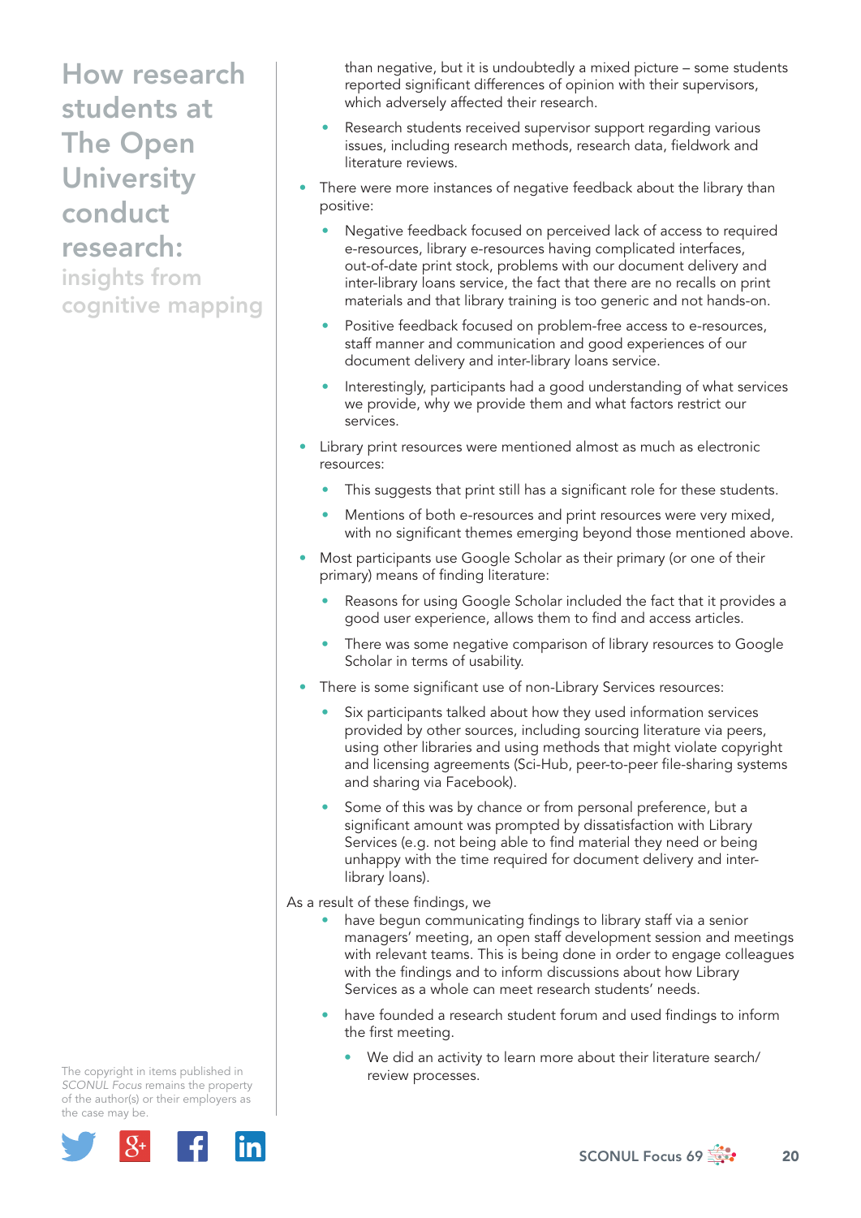than negative, but it is undoubtedly a mixed picture – some students reported significant differences of opinion with their supervisors, which adversely affected their research.

  - Research students received supervisor support regarding various issues, including research methods, research data, fieldwork and literature reviews.

- There were more instances of negative feedback about the library than positive:
  - Negative feedback focused on perceived lack of access to required e-resources, library e-resources having complicated interfaces, out-of-date print stock, problems with our document delivery and inter-library loans service, the fact that there are no recalls on print materials and that library training is too generic and not hands-on.
  - Positive feedback focused on problem-free access to e-resources, staff manner and communication and good experiences of our document delivery and inter-library loans service.
  - Interestingly, participants had a good understanding of what services we provide, why we provide them and what factors restrict our services.
- Library print resources were mentioned almost as much as electronic resources:
  - This suggests that print still has a significant role for these students.
  - Mentions of both e-resources and print resources were very mixed, with no significant themes emerging beyond those mentioned above.
- Most participants use Google Scholar as their primary (or one of their primary) means of finding literature:
  - Reasons for using Google Scholar included the fact that it provides a good user experience, allows them to find and access articles.
  - There was some negative comparison of library resources to Google Scholar in terms of usability.
- There is some significant use of non-Library Services resources:
  - Six participants talked about how they used information services provided by other sources, including sourcing literature via peers, using other libraries and using methods that might violate copyright and licensing agreements (Sci-Hub, peer-to-peer file-sharing systems and sharing via Facebook).
  - Some of this was by chance or from personal preference, but a significant amount was prompted by dissatisfaction with Library Services (e.g. not being able to find material they need or being unhappy with the time required for document delivery and inter-library loans).

As a result of these findings, we

- have begun communicating findings to library staff via a senior managers' meeting, an open staff development session and meetings with relevant teams. This is being done in order to engage colleagues with the findings and to inform discussions about how Library Services as a whole can meet research students' needs.
- have founded a research student forum and used findings to inform the first meeting.
  - We did an activity to learn more about their literature search/review processes.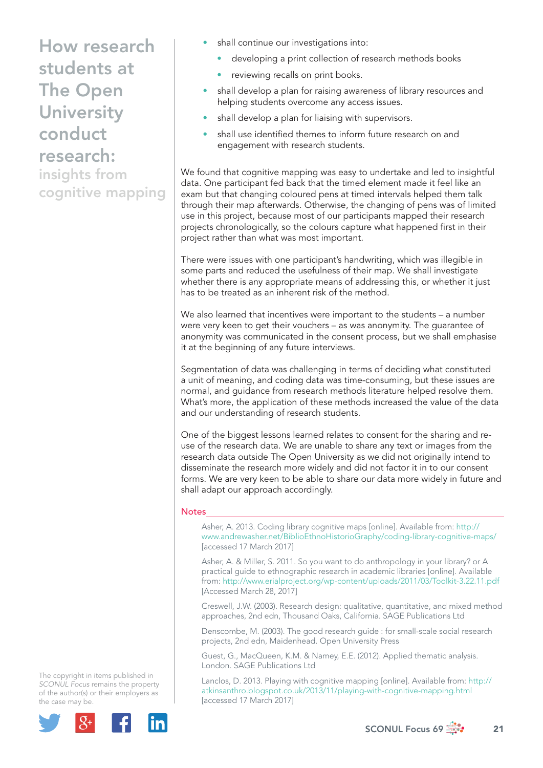- shall continue our investigations into:
  - developing a print collection of research methods books
  - reviewing recalls on print books.
- shall develop a plan for raising awareness of library resources and helping students overcome any access issues.
- shall develop a plan for liaising with supervisors.
- shall use identified themes to inform future research on and engagement with research students.

We found that cognitive mapping was easy to undertake and led to insightful data. One participant fed back that the timed element made it feel like an exam but that changing coloured pens at timed intervals helped them talk through their map afterwards. Otherwise, the changing of pens was of limited use in this project, because most of our participants mapped their research projects chronologically, so the colours capture what happened first in their project rather than what was most important.

There were issues with one participant's handwriting, which was illegible in some parts and reduced the usefulness of their map. We shall investigate whether there is any appropriate means of addressing this, or whether it just has to be treated as an inherent risk of the method.

We also learned that incentives were important to the students – a number were very keen to get their vouchers – as was anonymity. The guarantee of anonymity was communicated in the consent process, but we shall emphasise it at the beginning of any future interviews.

Segmentation of data was challenging in terms of deciding what constituted a unit of meaning, and coding data was time-consuming, but these issues are normal, and guidance from research methods literature helped resolve them. What's more, the application of these methods increased the value of the data and our understanding of research students.

One of the biggest lessons learned relates to consent for the sharing and re-use of the research data. We are unable to share any text or images from the research data outside The Open University as we did not originally intend to disseminate the research more widely and did not factor it in to our consent forms. We are very keen to be able to share our data more widely in future and shall adapt our approach accordingly.

## Notes

Asher, A. 2013. Coding library cognitive maps [online]. Available from: http://www.andrewasher.net/BiblioEthnoHistorioGraphy/coding-library-cognitive-maps/ [accessed 17 March 2017]

Asher, A. & Miller, S. 2011. So you want to do anthropology in your library? or A practical guide to ethnographic research in academic libraries [online]. Available from: http://www.erialproject.org/wp-content/uploads/2011/03/Toolkit-3.22.11.pdf [Accessed March 28, 2017]

Creswell, J.W. (2003). Research design: qualitative, quantitative, and mixed method approaches, 2nd edn, Thousand Oaks, California. SAGE Publications Ltd

Denscombe, M. (2003). The good research guide : for small-scale social research projects, 2nd edn, Maidenhead. Open University Press

Guest, G., MacQueen, K.M. & Namey, E.E. (2012). Applied thematic analysis. London. SAGE Publications Ltd

Lanclos, D. 2013. Playing with cognitive mapping [online]. Available from: http://atkinsanthro.blogspot.co.uk/2013/11/playing-with-cognitive-mapping.html [accessed 17 March 2017]

The copyright in items published in *SCONUL Focus* remains the property of the author(s) or their employers as the case may be.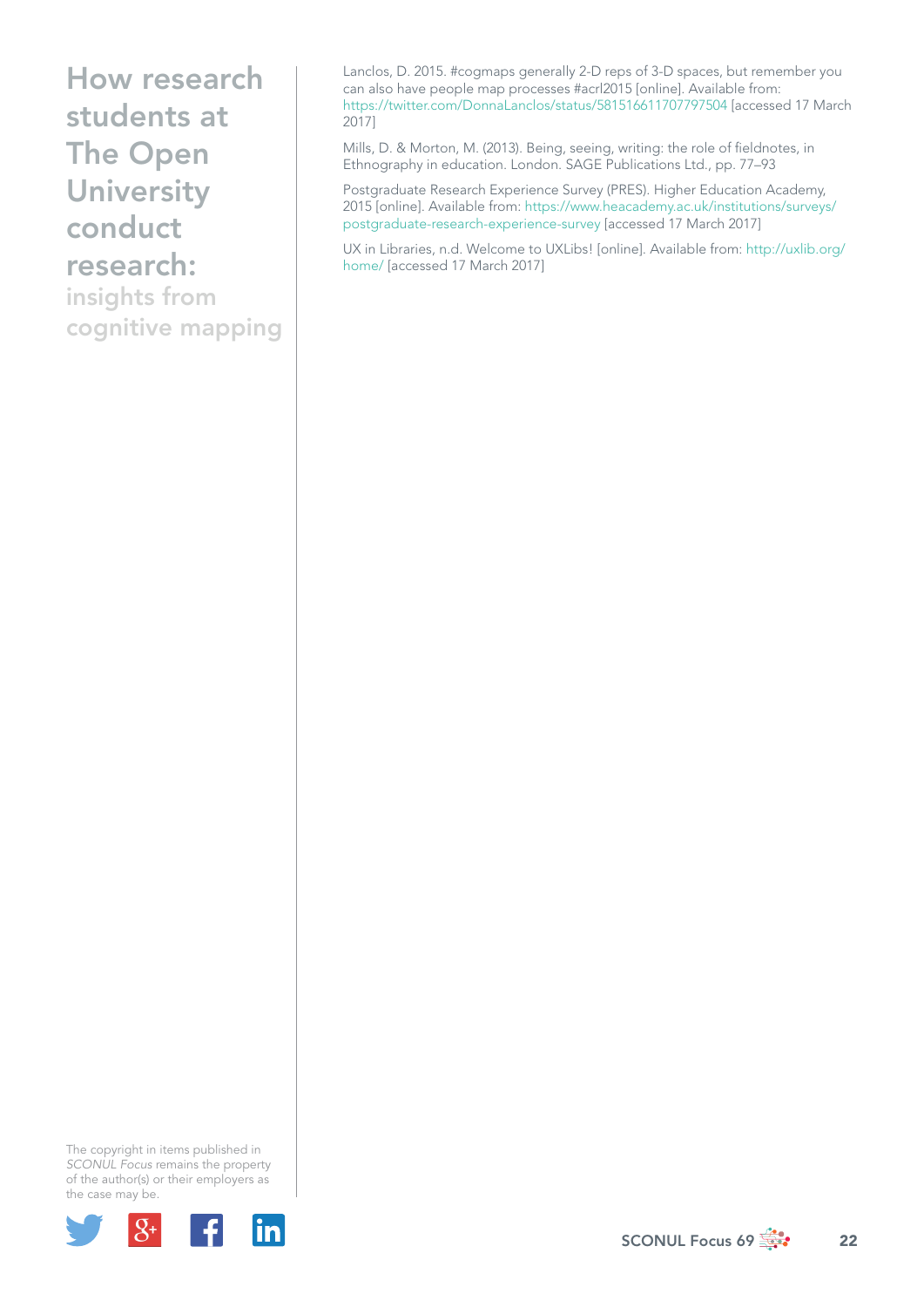Lanclos, D. 2015. #cogmaps generally 2-D reps of 3-D spaces, but remember you can also have people map processes #acrl2015 [online]. Available from: https://twitter.com/DonnaLanclos/status/581516611707797504 [accessed 17 March 2017]

Mills, D. & Morton, M. (2013). Being, seeing, writing: the role of fieldnotes, in Ethnography in education. London. SAGE Publications Ltd., pp. 77–93

Postgraduate Research Experience Survey (PRES). Higher Education Academy, 2015 [online]. Available from: https://www.heacademy.ac.uk/institutions/surveys/postgraduate-research-experience-survey [accessed 17 March 2017]

UX in Libraries, n.d. Welcome to UXLibs! [online]. Available from: http://uxlib.org/home/ [accessed 17 March 2017]

The copyright in items published in *SCONUL Focus* remains the property of the author(s) or their employers as the case may be.